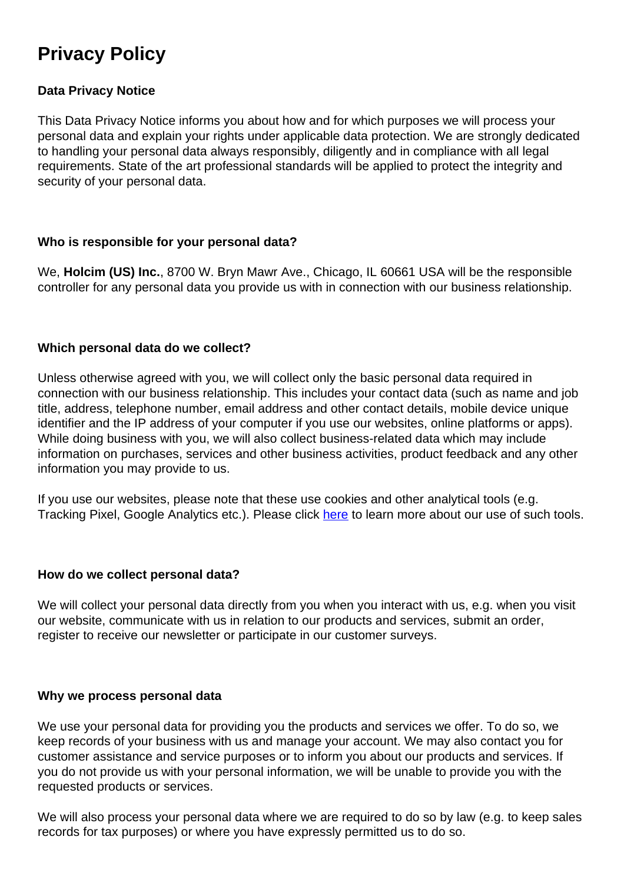# Privacy Policy

### Data Privacy Notice

This Data Privacy Notice informs you about how and for which purposes we will process your personal data and explain your rights under applicable data protection. We are strongly dedicated to handling your personal data always responsibly, diligently and in compliance with all legal requirements. State of the art professional standards will be applied to protect the integrity and security of your personal data.

### Who is responsible for your personal data?

We, **Holcim (US) Inc.**, 8700 W. Bryn Mawr Ave., Chicago, IL 60661 USA will be the responsible controller for any personal data you provide us with in connection with our business relationship.

### Which personal data do we collect?

Unless otherwise agreed with you, we will collect only the basic personal data required in connection with our business relationship. This includes your contact data (such as name and job title, address, telephone number, email address and other contact details, mobile device unique identifier and the IP address of your computer if you use our websites, online platforms or apps). While doing business with you, we will also collect business-related data which may include information on purchases, services and other business activities, product feedback and any other information you may provide to us.

If you use our websites, please note that these use cookies and other analytical tools (e.g. Tracking Pixel, Google Analytics etc.). Please click here to learn more about our use of such tools.

### How do we collect personal data?

We will collect your personal data directly from you when you interact with us, e.g. when you visit our website, communicate with us in relation to our products and services, submit an order, register to receive our newsletter or participate in our customer surveys.

### Why we process personal data

We use your personal data for providing you the products and services we offer. To do so, we keep records of your business with us and manage your account. We may also contact you for customer assistance and service purposes or to inform you about our products and services. If you do not provide us with your personal information, we will be unable to provide you with the requested products or services.

We will also process your personal data where we are required to do so by law (e.g. to keep sales records for tax purposes) or where you have expressly permitted us to do so.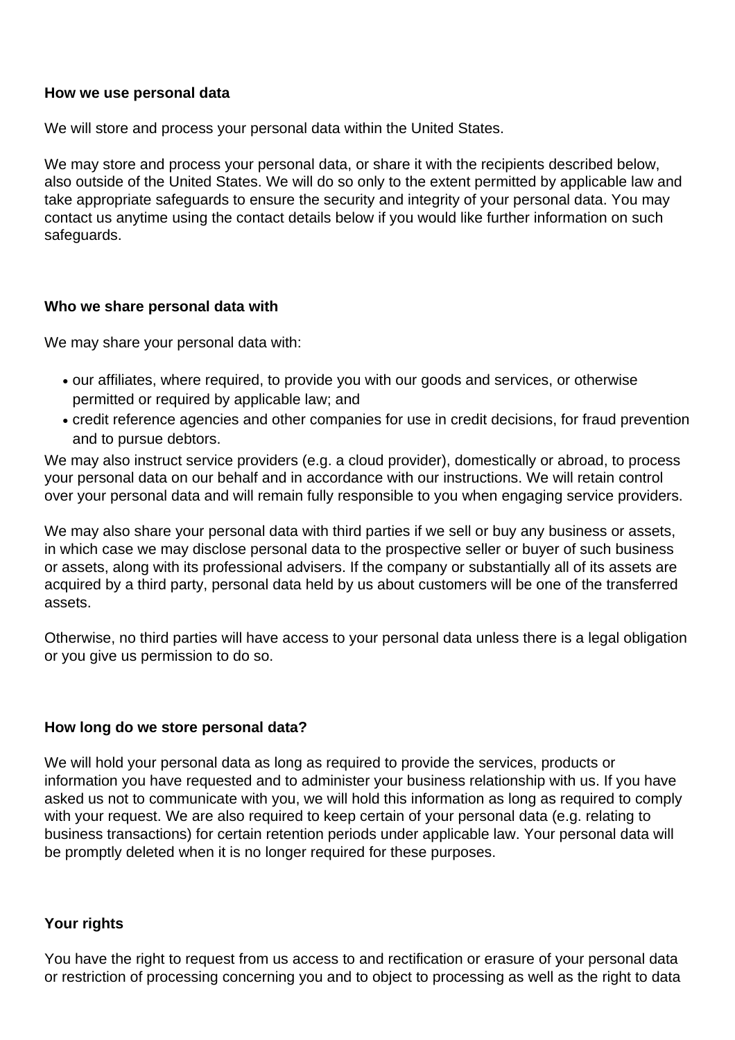**How we use personal data**

We will store and process your personal data within the United States.

We may store and process your personal data, or share it with the recipients described below, also outside of the United States. We will do so only to the extent permitted by applicable law and take appropriate safeguards to ensure the security and integrity of your personal data. You may contact us anytime using the contact details below if you would like further information on such safeguards.

**Who we share personal data with**

We may share your personal data with:

- our affiliates, where required, to provide you with our goods and services, or otherwise permitted or required by applicable law; and
- credit reference agencies and other companies for use in credit decisions, for fraud prevention and to pursue debtors.

We may also instruct service providers (e.g. a cloud provider), domestically or abroad, to process your personal data on our behalf and in accordance with our instructions. We will retain control over your personal data and will remain fully responsible to you when engaging service providers.

We may also share your personal data with third parties if we sell or buy any business or assets, in which case we may disclose personal data to the prospective seller or buyer of such business or assets, along with its professional advisers. If the company or substantially all of its assets are acquired by a third party, personal data held by us about customers will be one of the transferred assets.

Otherwise, no third parties will have access to your personal data unless there is a legal obligation or you give us permission to do so.

**How long do we store personal data?**

We will hold your personal data as long as required to provide the services, products or information you have requested and to administer your business relationship with us. If you have asked us not to communicate with you, we will hold this information as long as required to comply with your request. We are also required to keep certain of your personal data (e.g. relating to business transactions) for certain retention periods under applicable law. Your personal data will be promptly deleted when it is no longer required for these purposes.

**Your rights**

You have the right to request from us access to and rectification or erasure of your personal data or restriction of processing concerning you and to object to processing as well as the right to data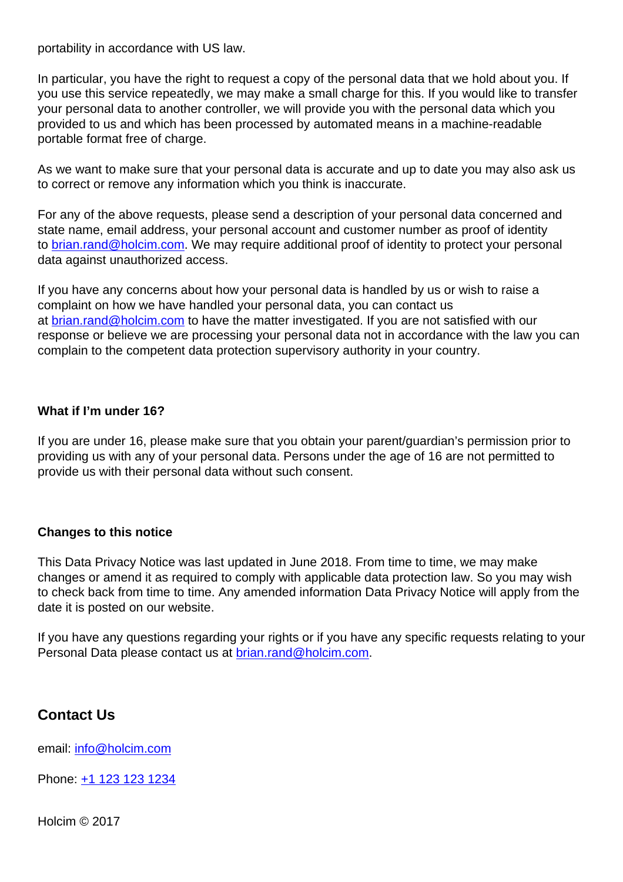portability in accordance with US law.

In particular, you have the right to request a copy of the personal data that we hold about you. If you use this service repeatedly, we may make a small charge for this. If you would like to transfer your personal data to another controller, we will provide you with the personal data which you provided to us and which has been processed by automated means in a machine-readable portable format free of charge.

As we want to make sure that your personal data is accurate and up to date you may also ask us to correct or remove any information which you think is inaccurate.

For any of the above requests, please send a description of your personal data concerned and state name, email address, your personal account and customer number as proof of identity to brian.rand@holcim.com. We may require additional proof of identity to protect your personal data against unauthorized access.

If you have any concerns about how your personal data is handled by us or wish to raise a complaint on how we have handled your personal data, you can contact us at brian.rand@holcim.com to have the matter investigated. If you are not satisfied with our response or believe we are processing your personal data not in accordance with the law you can complain to the competent data protection supervisory authority in your country.

**What if I'm under 16?**

If you are under 16, please make sure that you obtain your parent/guardian's permission prior to providing us with any of your personal data. Persons under the age of 16 are not permitted to provide us with their personal data without such consent.

**Changes to this notice**

This Data Privacy Notice was last updated in June 2018. From time to time, we may make changes or amend it as required to comply with applicable data protection law. So you may wish to check back from time to time. Any amended information Data Privacy Notice will apply from the date it is posted on our website.

If you have any questions regarding your rights or if you have any specific requests relating to your Personal Data please contact us at brian.rand@holcim.com.

## Contact Us

email: info@holcim.com

Phone: +1 123 123 1234

Holcim © 2017